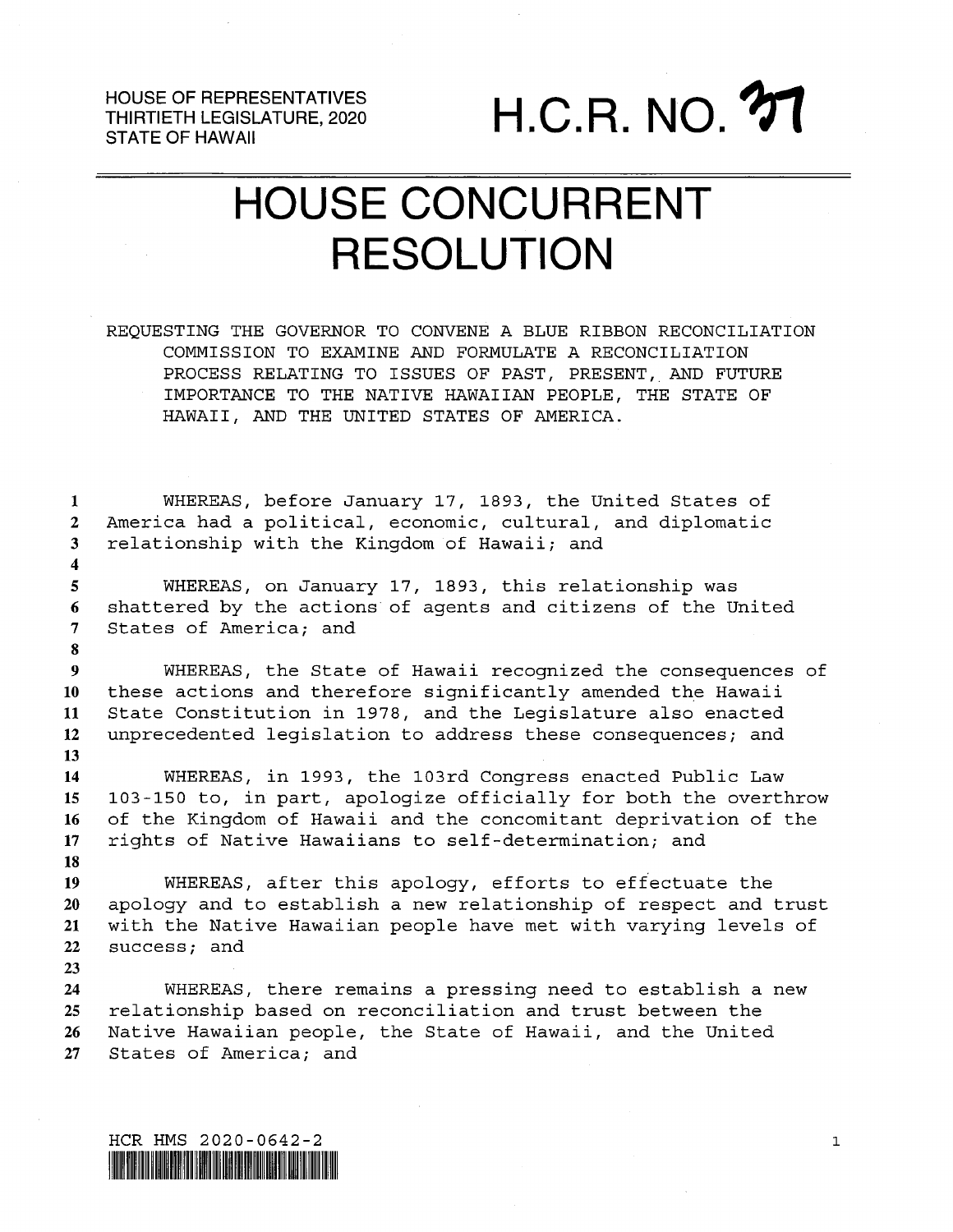HOUSE OF REPRESENTATIVES
THIRTIETH LEGISLATURE, 2020
STATE OF HAWAII

# H.C.R. NO. 37

# HOUSE CONCURRENT RESOLUTION

REQUESTING THE GOVERNOR TO CONVENE A BLUE RIBBON RECONCILIATION COMMISSION TO EXAMINE AND FORMULATE A RECONCILIATION PROCESS RELATING TO ISSUES OF PAST, PRESENT, AND FUTURE IMPORTANCE TO THE NATIVE HAWAIIAN PEOPLE, THE STATE OF HAWAII, AND THE UNITED STATES OF AMERICA.

WHEREAS, before January 17, 1893, the United States of America had a political, economic, cultural, and diplomatic relationship with the Kingdom of Hawaii; and

WHEREAS, on January 17, 1893, this relationship was shattered by the actions of agents and citizens of the United States of America; and

WHEREAS, the State of Hawaii recognized the consequences of these actions and therefore significantly amended the Hawaii State Constitution in 1978, and the Legislature also enacted unprecedented legislation to address these consequences; and

WHEREAS, in 1993, the 103rd Congress enacted Public Law 103-150 to, in part, apologize officially for both the overthrow of the Kingdom of Hawaii and the concomitant deprivation of the rights of Native Hawaiians to self-determination; and

WHEREAS, after this apology, efforts to effectuate the apology and to establish a new relationship of respect and trust with the Native Hawaiian people have met with varying levels of success; and

WHEREAS, there remains a pressing need to establish a new relationship based on reconciliation and trust between the Native Hawaiian people, the State of Hawaii, and the United States of America; and

HCR HMS 2020-0642-2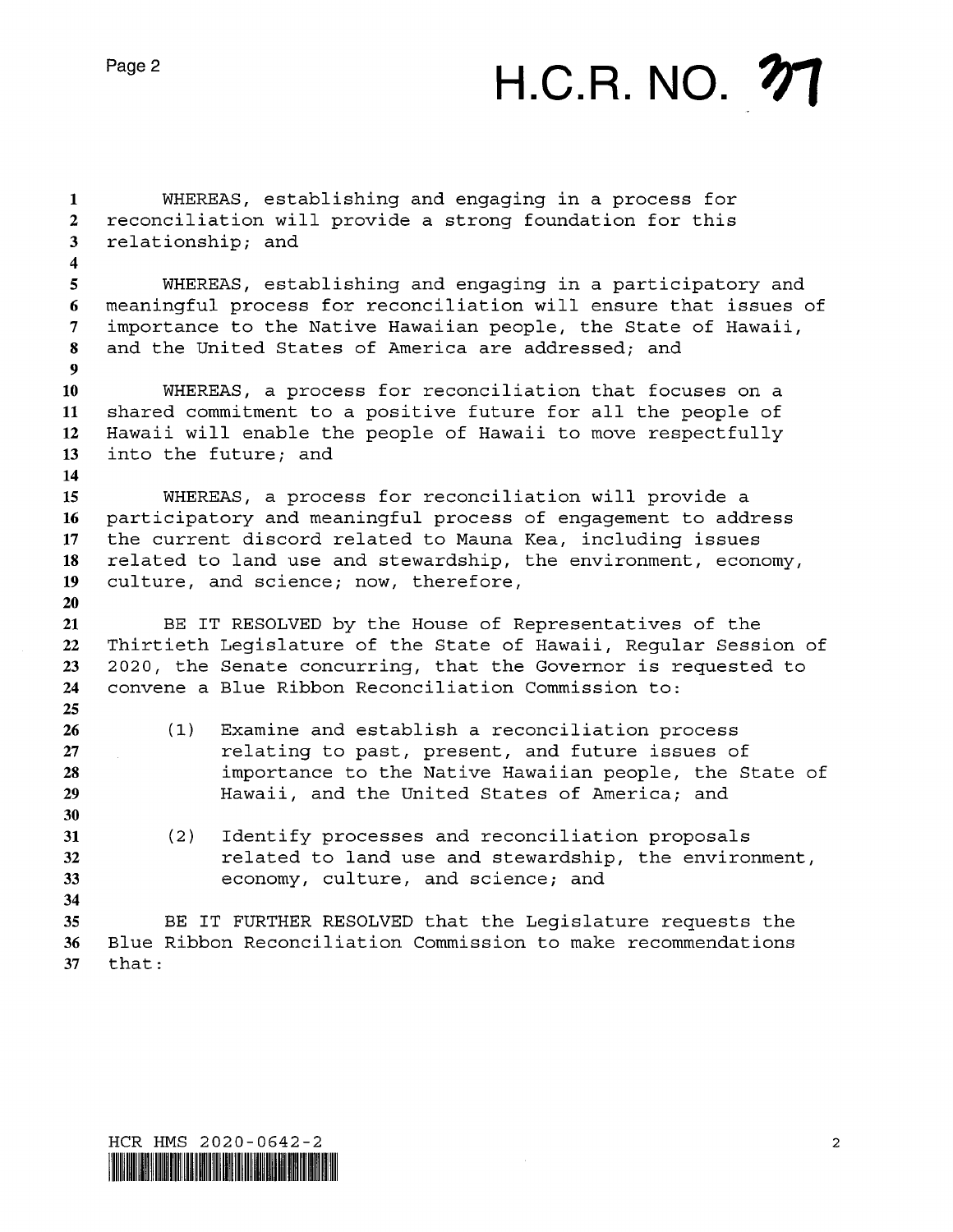WHEREAS, establishing and engaging in a process for reconciliation will provide a strong foundation for this relationship; and

WHEREAS, establishing and engaging in a participatory and meaningful process for reconciliation will ensure that issues of importance to the Native Hawaiian people, the State of Hawaii, and the United States of America are addressed; and

WHEREAS, a process for reconciliation that focuses on a shared commitment to a positive future for all the people of Hawaii will enable the people of Hawaii to move respectfully into the future; and

WHEREAS, a process for reconciliation will provide a participatory and meaningful process of engagement to address the current discord related to Mauna Kea, including issues related to land use and stewardship, the environment, economy, culture, and science; now, therefore,

BE IT RESOLVED by the House of Representatives of the Thirtieth Legislature of the State of Hawaii, Regular Session of 2020, the Senate concurring, that the Governor is requested to convene a Blue Ribbon Reconciliation Commission to:

(1) Examine and establish a reconciliation process relating to past, present, and future issues of importance to the Native Hawaiian people, the State of Hawaii, and the United States of America; and

(2) Identify processes and reconciliation proposals related to land use and stewardship, the environment, economy, culture, and science; and

BE IT FURTHER RESOLVED that the Legislature requests the Blue Ribbon Reconciliation Commission to make recommendations that: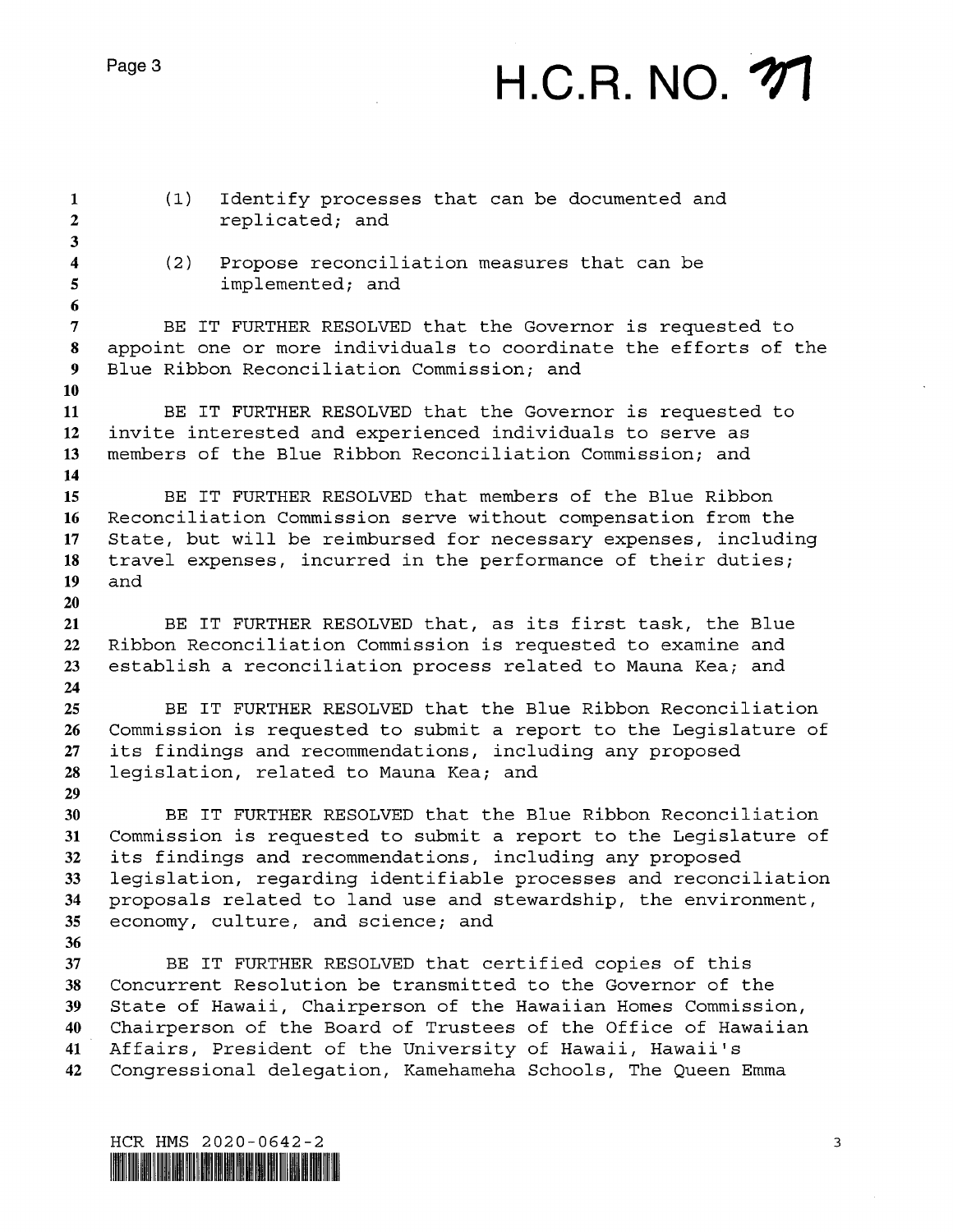(1) Identify processes that can be documented and replicated; and

(2) Propose reconciliation measures that can be implemented; and

BE IT FURTHER RESOLVED that the Governor is requested to appoint one or more individuals to coordinate the efforts of the Blue Ribbon Reconciliation Commission; and

BE IT FURTHER RESOLVED that the Governor is requested to invite interested and experienced individuals to serve as members of the Blue Ribbon Reconciliation Commission; and

BE IT FURTHER RESOLVED that members of the Blue Ribbon Reconciliation Commission serve without compensation from the State, but will be reimbursed for necessary expenses, including travel expenses, incurred in the performance of their duties; and

BE IT FURTHER RESOLVED that, as its first task, the Blue Ribbon Reconciliation Commission is requested to examine and establish a reconciliation process related to Mauna Kea; and

BE IT FURTHER RESOLVED that the Blue Ribbon Reconciliation Commission is requested to submit a report to the Legislature of its findings and recommendations, including any proposed legislation, related to Mauna Kea; and

BE IT FURTHER RESOLVED that the Blue Ribbon Reconciliation Commission is requested to submit a report to the Legislature of its findings and recommendations, including any proposed legislation, regarding identifiable processes and reconciliation proposals related to land use and stewardship, the environment, economy, culture, and science; and

BE IT FURTHER RESOLVED that certified copies of this Concurrent Resolution be transmitted to the Governor of the State of Hawaii, Chairperson of the Hawaiian Homes Commission, Chairperson of the Board of Trustees of the Office of Hawaiian Affairs, President of the University of Hawaii, Hawaii's Congressional delegation, Kamehameha Schools, The Queen Emma

HCR HMS 2020-0642-2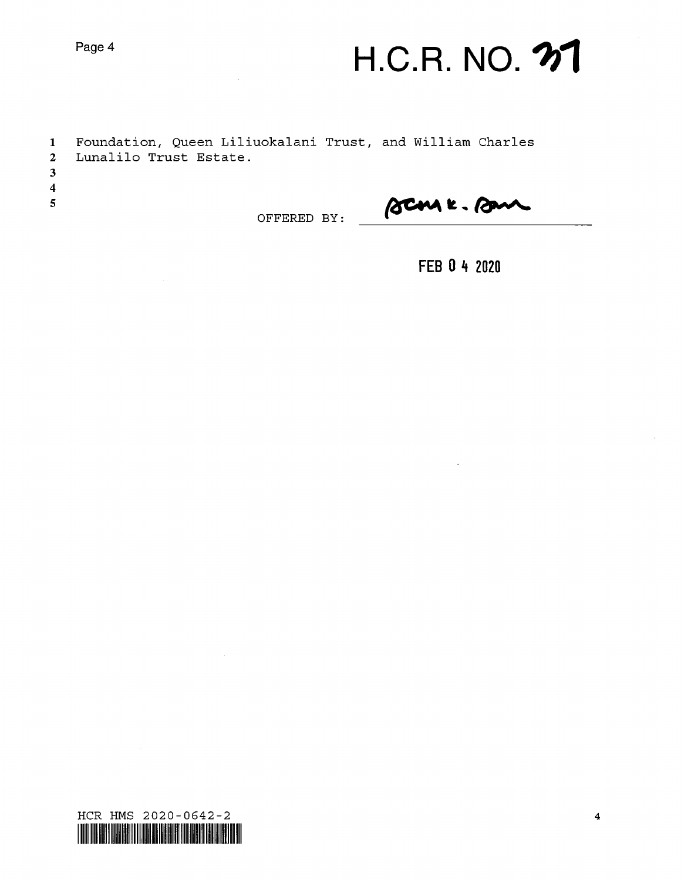# H.C.R. NO. 37

Foundation, Queen Liliuokalani Trust, and William Charles Lunalilo Trust Estate.

OFFERED BY: ______________________

FEB 04 2020

HCR HMS 2020-0642-2